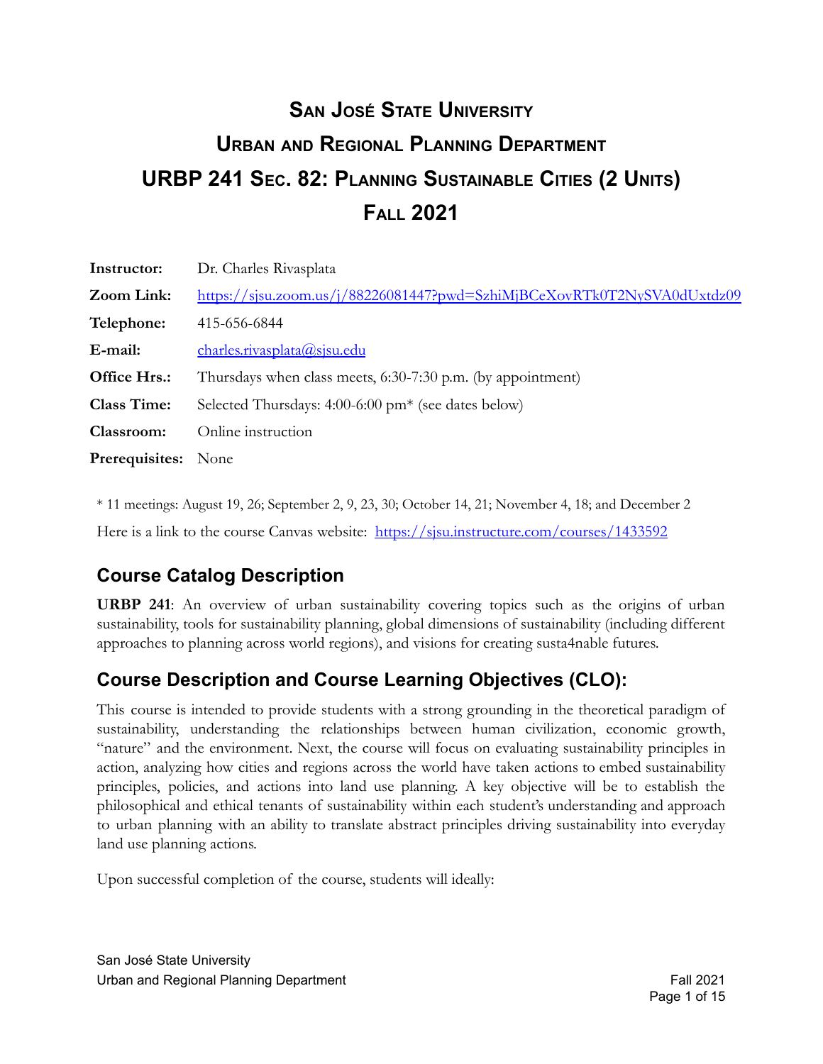# San José State University
# Urban and Regional Planning Department
# URBP 241 Sec. 82: Planning Sustainable Cities (2 Units)
# Fall 2021

| | |
|---|---|
| **Instructor:** | Dr. Charles Rivasplata |
| **Zoom Link:** | https://sjsu.zoom.us/j/88226081447?pwd=SzhiMjBCeXovRTk0T2NySVA0dUxtdz09 |
| **Telephone:** | 415-656-6844 |
| **E-mail:** | charles.rivasplata@sjsu.edu |
| **Office Hrs.:** | Thursdays when class meets, 6:30-7:30 p.m. (by appointment) |
| **Class Time:** | Selected Thursdays: 4:00-6:00 pm* (see dates below) |
| **Classroom:** | Online instruction |
| **Prerequisites:** | None |

* 11 meetings: August 19, 26; September 2, 9, 23, 30; October 14, 21; November 4, 18; and December 2

Here is a link to the course Canvas website: https://sjsu.instructure.com/courses/1433592

## Course Catalog Description

**URBP 241**: An overview of urban sustainability covering topics such as the origins of urban sustainability, tools for sustainability planning, global dimensions of sustainability (including different approaches to planning across world regions), and visions for creating susta4nable futures.

## Course Description and Course Learning Objectives (CLO):

This course is intended to provide students with a strong grounding in the theoretical paradigm of sustainability, understanding the relationships between human civilization, economic growth, "nature" and the environment. Next, the course will focus on evaluating sustainability principles in action, analyzing how cities and regions across the world have taken actions to embed sustainability principles, policies, and actions into land use planning. A key objective will be to establish the philosophical and ethical tenants of sustainability within each student's understanding and approach to urban planning with an ability to translate abstract principles driving sustainability into everyday land use planning actions.

Upon successful completion of the course, students will ideally: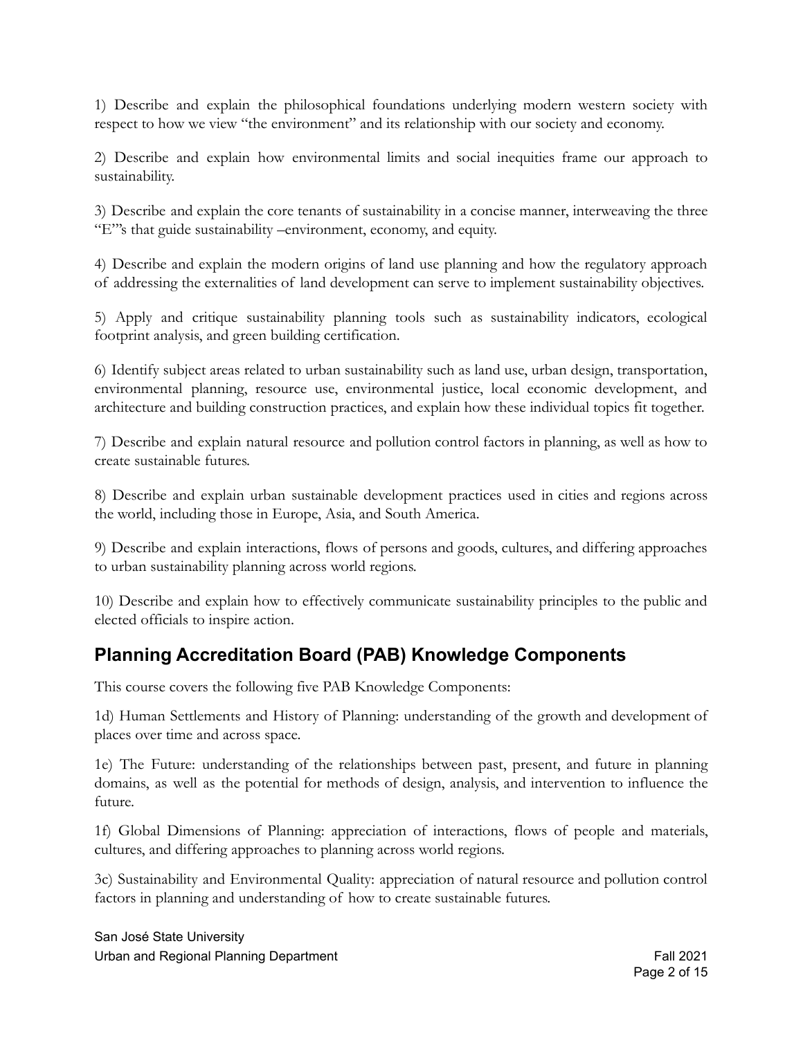1) Describe and explain the philosophical foundations underlying modern western society with respect to how we view "the environment" and its relationship with our society and economy.

2) Describe and explain how environmental limits and social inequities frame our approach to sustainability.

3) Describe and explain the core tenants of sustainability in a concise manner, interweaving the three "E"'s that guide sustainability –environment, economy, and equity.

4) Describe and explain the modern origins of land use planning and how the regulatory approach of addressing the externalities of land development can serve to implement sustainability objectives.

5) Apply and critique sustainability planning tools such as sustainability indicators, ecological footprint analysis, and green building certification.

6) Identify subject areas related to urban sustainability such as land use, urban design, transportation, environmental planning, resource use, environmental justice, local economic development, and architecture and building construction practices, and explain how these individual topics fit together.

7) Describe and explain natural resource and pollution control factors in planning, as well as how to create sustainable futures.

8) Describe and explain urban sustainable development practices used in cities and regions across the world, including those in Europe, Asia, and South America.

9) Describe and explain interactions, flows of persons and goods, cultures, and differing approaches to urban sustainability planning across world regions.

10) Describe and explain how to effectively communicate sustainability principles to the public and elected officials to inspire action.

## Planning Accreditation Board (PAB) Knowledge Components

This course covers the following five PAB Knowledge Components:

1d) Human Settlements and History of Planning: understanding of the growth and development of places over time and across space.

1e) The Future: understanding of the relationships between past, present, and future in planning domains, as well as the potential for methods of design, analysis, and intervention to influence the future.

1f) Global Dimensions of Planning: appreciation of interactions, flows of people and materials, cultures, and differing approaches to planning across world regions.

3c) Sustainability and Environmental Quality: appreciation of natural resource and pollution control factors in planning and understanding of how to create sustainable futures.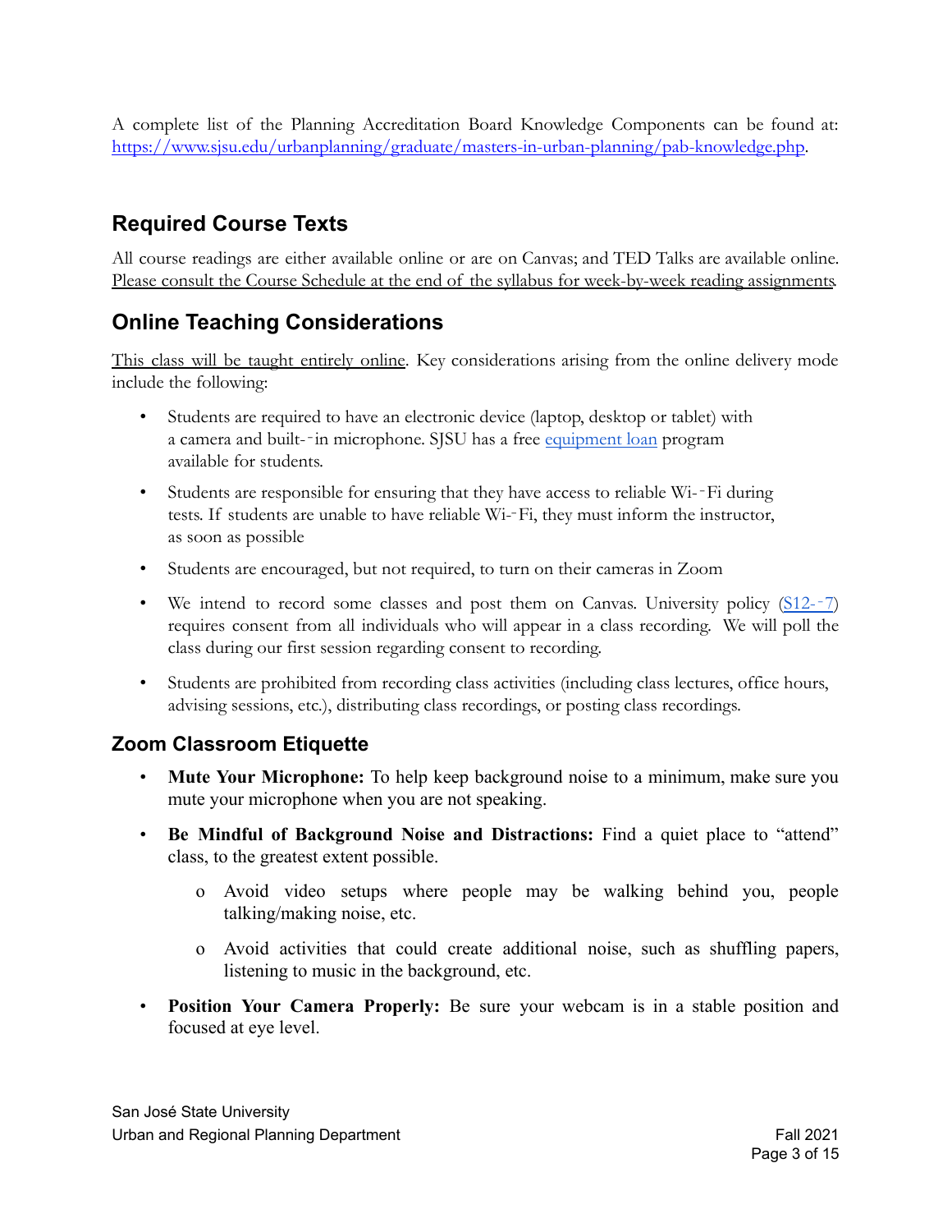A complete list of the Planning Accreditation Board Knowledge Components can be found at: [https://www.sjsu.edu/urbanplanning/graduate/masters-in-urban-planning/pab-knowledge.php](https://www.sjsu.edu/urbanplanning/graduate/masters-in-urban-planning/pab-knowledge.php).

## Required Course Texts

All course readings are either available online or are on Canvas; and TED Talks are available online. Please consult the Course Schedule at the end of the syllabus for week-by-week reading assignments.

## Online Teaching Considerations

This class will be taught entirely online. Key considerations arising from the online delivery mode include the following:

- Students are required to have an electronic device (laptop, desktop or tablet) with a camera and built-in microphone. SJSU has a free equipment loan program available for students.
- Students are responsible for ensuring that they have access to reliable Wi-Fi during tests. If students are unable to have reliable Wi-Fi, they must inform the instructor, as soon as possible
- Students are encouraged, but not required, to turn on their cameras in Zoom
- We intend to record some classes and post them on Canvas. University policy (S12-7) requires consent from all individuals who will appear in a class recording. We will poll the class during our first session regarding consent to recording.
- Students are prohibited from recording class activities (including class lectures, office hours, advising sessions, etc.), distributing class recordings, or posting class recordings.

### Zoom Classroom Etiquette

- **Mute Your Microphone:** To help keep background noise to a minimum, make sure you mute your microphone when you are not speaking.
- **Be Mindful of Background Noise and Distractions:** Find a quiet place to "attend" class, to the greatest extent possible.
  - Avoid video setups where people may be walking behind you, people talking/making noise, etc.
  - Avoid activities that could create additional noise, such as shuffling papers, listening to music in the background, etc.
- **Position Your Camera Properly:** Be sure your webcam is in a stable position and focused at eye level.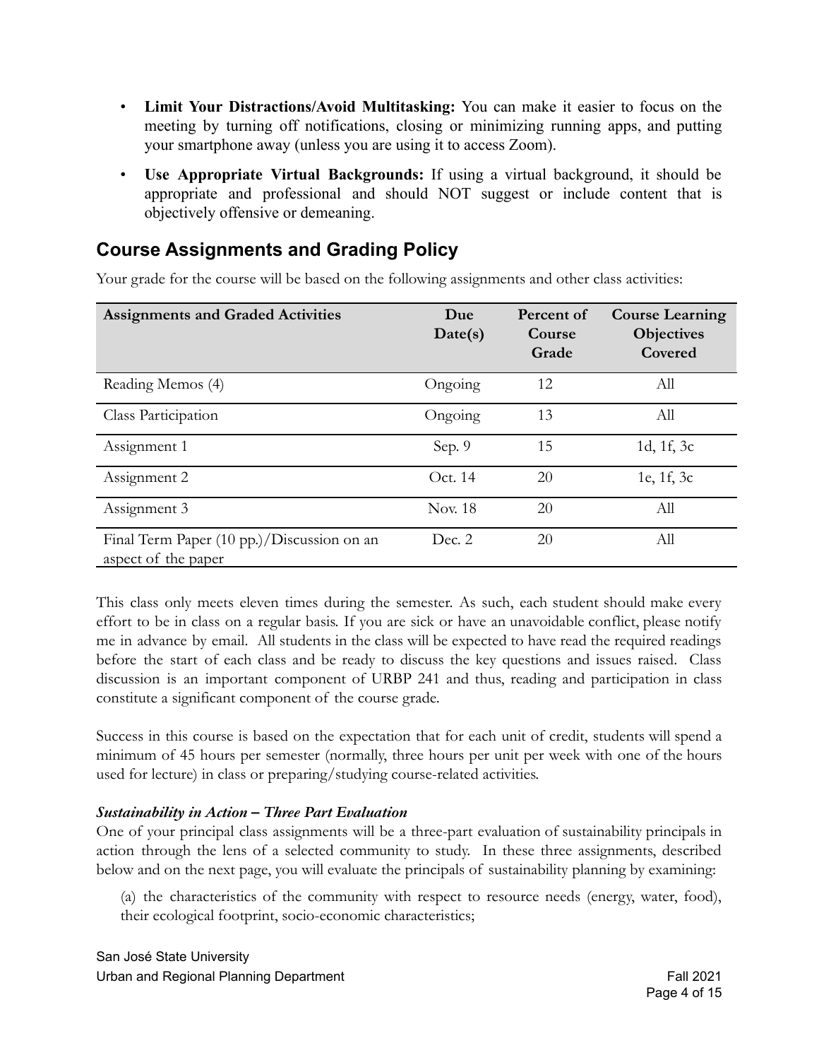- **Limit Your Distractions/Avoid Multitasking:** You can make it easier to focus on the meeting by turning off notifications, closing or minimizing running apps, and putting your smartphone away (unless you are using it to access Zoom).
- **Use Appropriate Virtual Backgrounds:** If using a virtual background, it should be appropriate and professional and should NOT suggest or include content that is objectively offensive or demeaning.

## Course Assignments and Grading Policy

Your grade for the course will be based on the following assignments and other class activities:

| Assignments and Graded Activities | Due Date(s) | Percent of Course Grade | Course Learning Objectives Covered |
|---|---|---|---|
| Reading Memos (4) | Ongoing | 12 | All |
| Class Participation | Ongoing | 13 | All |
| Assignment 1 | Sep. 9 | 15 | 1d, 1f, 3c |
| Assignment 2 | Oct. 14 | 20 | 1e, 1f, 3c |
| Assignment 3 | Nov. 18 | 20 | All |
| Final Term Paper (10 pp.)/Discussion on an aspect of the paper | Dec. 2 | 20 | All |

This class only meets eleven times during the semester. As such, each student should make every effort to be in class on a regular basis. If you are sick or have an unavoidable conflict, please notify me in advance by email. All students in the class will be expected to have read the required readings before the start of each class and be ready to discuss the key questions and issues raised. Class discussion is an important component of URBP 241 and thus, reading and participation in class constitute a significant component of the course grade.

Success in this course is based on the expectation that for each unit of credit, students will spend a minimum of 45 hours per semester (normally, three hours per unit per week with one of the hours used for lecture) in class or preparing/studying course-related activities.

***Sustainability in Action – Three Part Evaluation***

One of your principal class assignments will be a three-part evaluation of sustainability principals in action through the lens of a selected community to study. In these three assignments, described below and on the next page, you will evaluate the principals of sustainability planning by examining:

(a) the characteristics of the community with respect to resource needs (energy, water, food), their ecological footprint, socio-economic characteristics;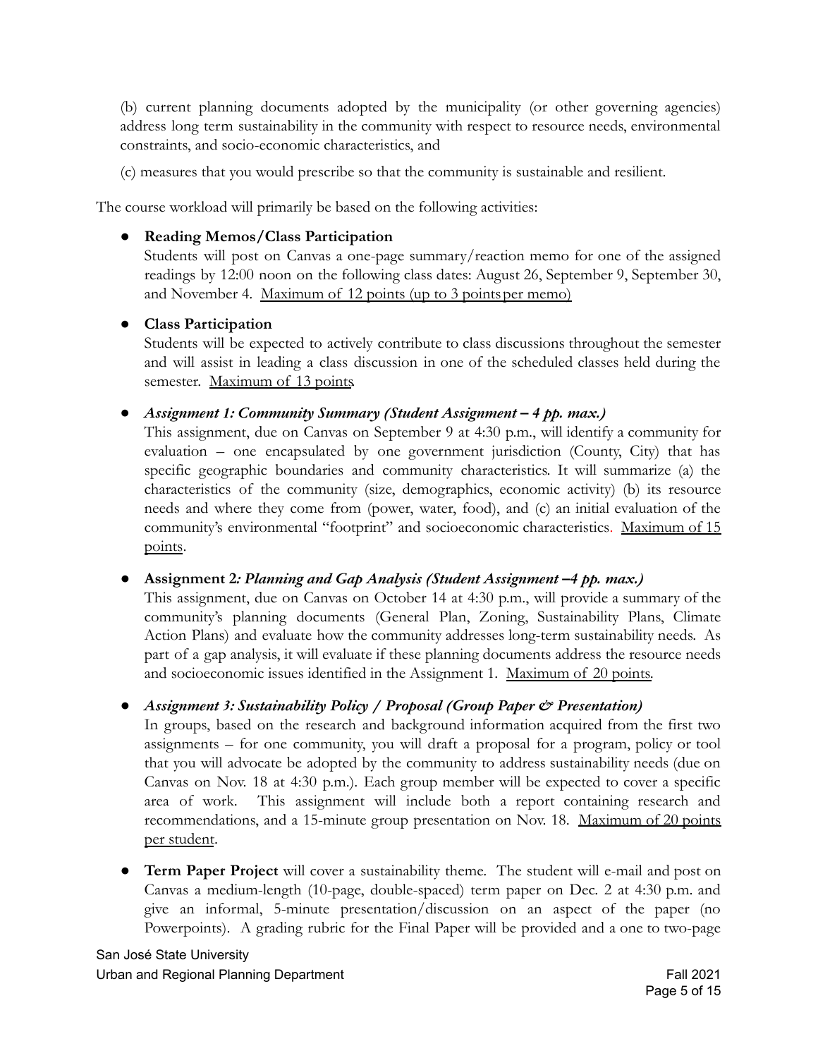(b) current planning documents adopted by the municipality (or other governing agencies) address long term sustainability in the community with respect to resource needs, environmental constraints, and socio-economic characteristics, and

(c) measures that you would prescribe so that the community is sustainable and resilient.

The course workload will primarily be based on the following activities:

- **Reading Memos/Class Participation**
  Students will post on Canvas a one-page summary/reaction memo for one of the assigned readings by 12:00 noon on the following class dates: August 26, September 9, September 30, and November 4. <u>Maximum of 12 points (up to 3 points per memo)</u>

- **Class Participation**
  Students will be expected to actively contribute to class discussions throughout the semester and will assist in leading a class discussion in one of the scheduled classes held during the semester. <u>Maximum of 13 points</u>.

- ***Assignment 1: Community Summary (Student Assignment – 4 pp. max.)***
  This assignment, due on Canvas on September 9 at 4:30 p.m., will identify a community for evaluation – one encapsulated by one government jurisdiction (County, City) that has specific geographic boundaries and community characteristics. It will summarize (a) the characteristics of the community (size, demographics, economic activity) (b) its resource needs and where they come from (power, water, food), and (c) an initial evaluation of the community's environmental "footprint" and socioeconomic characteristics. <u>Maximum of 15 points</u>.

- **Assignment 2*: Planning and Gap Analysis (Student Assignment –4 pp. max.)***
  This assignment, due on Canvas on October 14 at 4:30 p.m., will provide a summary of the community's planning documents (General Plan, Zoning, Sustainability Plans, Climate Action Plans) and evaluate how the community addresses long-term sustainability needs. As part of a gap analysis, it will evaluate if these planning documents address the resource needs and socioeconomic issues identified in the Assignment 1. <u>Maximum of 20 points</u>.

- ***Assignment 3: Sustainability Policy / Proposal (Group Paper & Presentation)***
  In groups, based on the research and background information acquired from the first two assignments – for one community, you will draft a proposal for a program, policy or tool that you will advocate be adopted by the community to address sustainability needs (due on Canvas on Nov. 18 at 4:30 p.m.). Each group member will be expected to cover a specific area of work. This assignment will include both a report containing research and recommendations, and a 15-minute group presentation on Nov. 18. <u>Maximum of 20 points per student</u>.

- **Term Paper Project** will cover a sustainability theme. The student will e-mail and post on Canvas a medium-length (10-page, double-spaced) term paper on Dec. 2 at 4:30 p.m. and give an informal, 5-minute presentation/discussion on an aspect of the paper (no Powerpoints). A grading rubric for the Final Paper will be provided and a one to two-page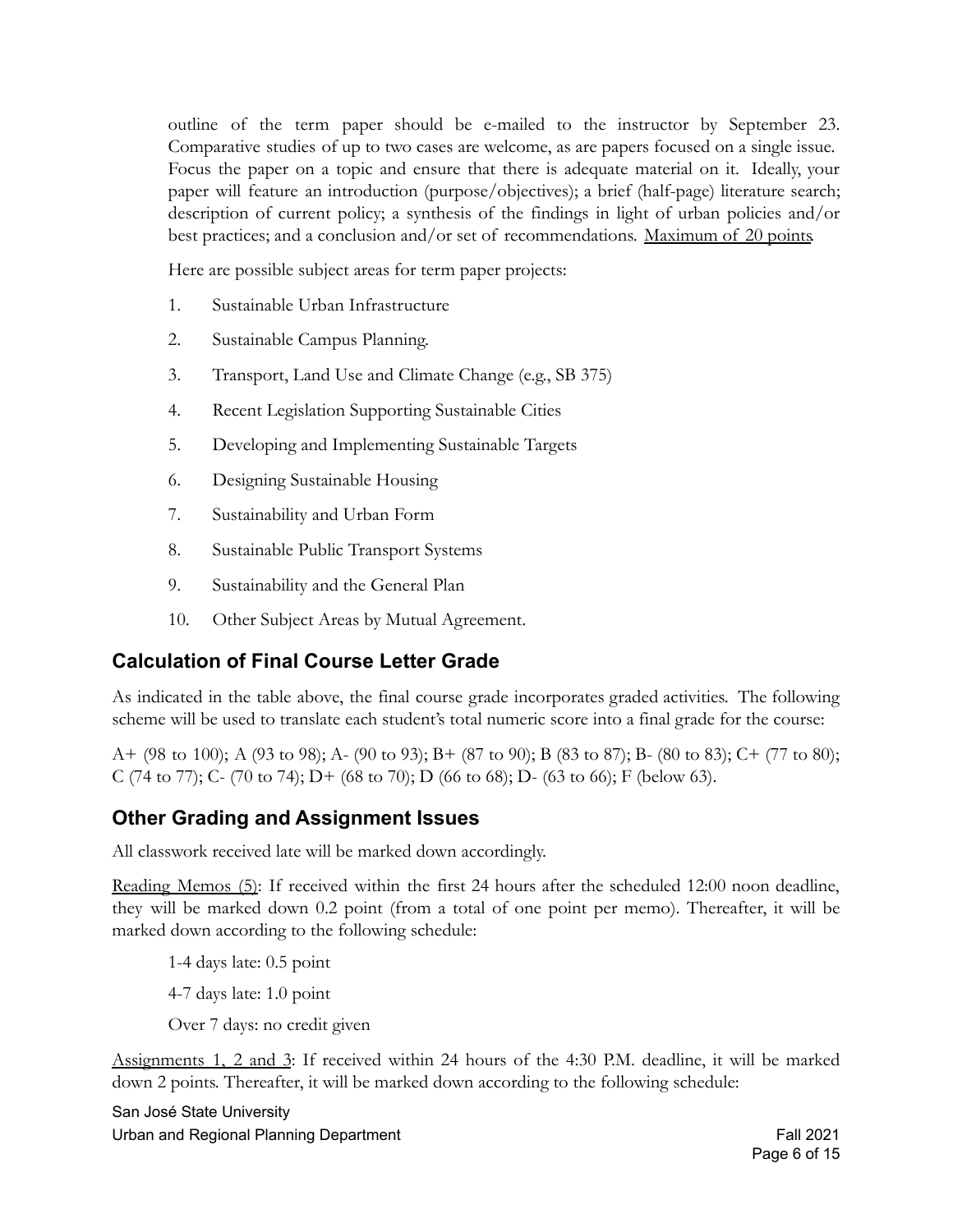outline of the term paper should be e-mailed to the instructor by September 23. Comparative studies of up to two cases are welcome, as are papers focused on a single issue. Focus the paper on a topic and ensure that there is adequate material on it. Ideally, your paper will feature an introduction (purpose/objectives); a brief (half-page) literature search; description of current policy; a synthesis of the findings in light of urban policies and/or best practices; and a conclusion and/or set of recommendations. Maximum of 20 points.

Here are possible subject areas for term paper projects:

1. Sustainable Urban Infrastructure
2. Sustainable Campus Planning.
3. Transport, Land Use and Climate Change (e.g., SB 375)
4. Recent Legislation Supporting Sustainable Cities
5. Developing and Implementing Sustainable Targets
6. Designing Sustainable Housing
7. Sustainability and Urban Form
8. Sustainable Public Transport Systems
9. Sustainability and the General Plan
10. Other Subject Areas by Mutual Agreement.

## Calculation of Final Course Letter Grade

As indicated in the table above, the final course grade incorporates graded activities. The following scheme will be used to translate each student's total numeric score into a final grade for the course:

A+ (98 to 100); A (93 to 98); A- (90 to 93); B+ (87 to 90); B (83 to 87); B- (80 to 83); C+ (77 to 80); C (74 to 77); C- (70 to 74); D+ (68 to 70); D (66 to 68); D- (63 to 66); F (below 63).

## Other Grading and Assignment Issues

All classwork received late will be marked down accordingly.

Reading Memos (5): If received within the first 24 hours after the scheduled 12:00 noon deadline, they will be marked down 0.2 point (from a total of one point per memo). Thereafter, it will be marked down according to the following schedule:

1-4 days late: 0.5 point

4-7 days late: 1.0 point

Over 7 days: no credit given

Assignments 1, 2 and 3: If received within 24 hours of the 4:30 P.M. deadline, it will be marked down 2 points. Thereafter, it will be marked down according to the following schedule: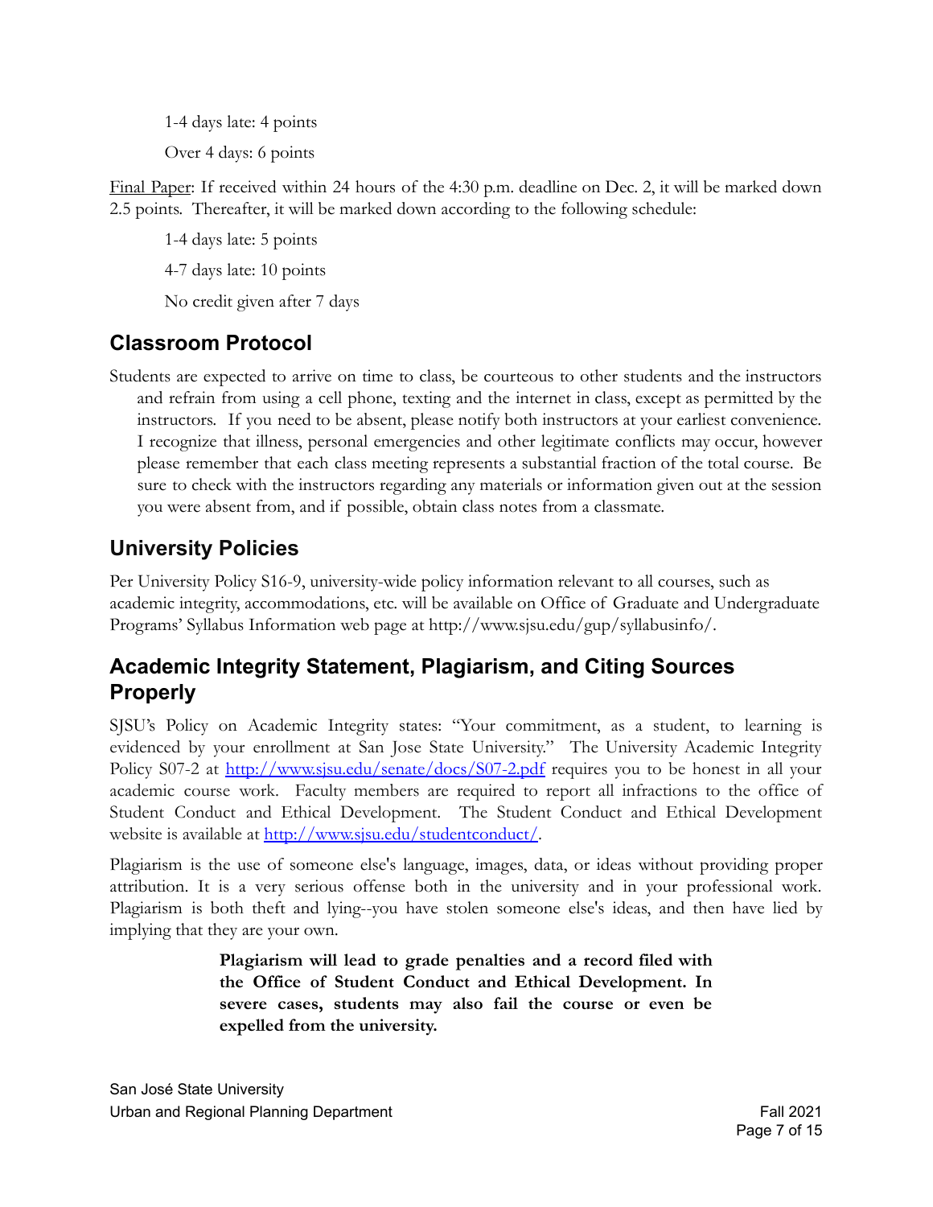1-4 days late: 4 points

Over 4 days: 6 points

Final Paper: If received within 24 hours of the 4:30 p.m. deadline on Dec. 2, it will be marked down 2.5 points. Thereafter, it will be marked down according to the following schedule:

1-4 days late: 5 points

4-7 days late: 10 points

No credit given after 7 days

## Classroom Protocol

Students are expected to arrive on time to class, be courteous to other students and the instructors and refrain from using a cell phone, texting and the internet in class, except as permitted by the instructors. If you need to be absent, please notify both instructors at your earliest convenience. I recognize that illness, personal emergencies and other legitimate conflicts may occur, however please remember that each class meeting represents a substantial fraction of the total course. Be sure to check with the instructors regarding any materials or information given out at the session you were absent from, and if possible, obtain class notes from a classmate.

## University Policies

Per University Policy S16-9, university-wide policy information relevant to all courses, such as academic integrity, accommodations, etc. will be available on Office of Graduate and Undergraduate Programs' Syllabus Information web page at http://www.sjsu.edu/gup/syllabusinfo/.

## Academic Integrity Statement, Plagiarism, and Citing Sources Properly

SJSU's Policy on Academic Integrity states: "Your commitment, as a student, to learning is evidenced by your enrollment at San Jose State University." The University Academic Integrity Policy S07-2 at http://www.sjsu.edu/senate/docs/S07-2.pdf requires you to be honest in all your academic course work. Faculty members are required to report all infractions to the office of Student Conduct and Ethical Development. The Student Conduct and Ethical Development website is available at http://www.sjsu.edu/studentconduct/.

Plagiarism is the use of someone else's language, images, data, or ideas without providing proper attribution. It is a very serious offense both in the university and in your professional work. Plagiarism is both theft and lying--you have stolen someone else's ideas, and then have lied by implying that they are your own.

**Plagiarism will lead to grade penalties and a record filed with the Office of Student Conduct and Ethical Development. In severe cases, students may also fail the course or even be expelled from the university.**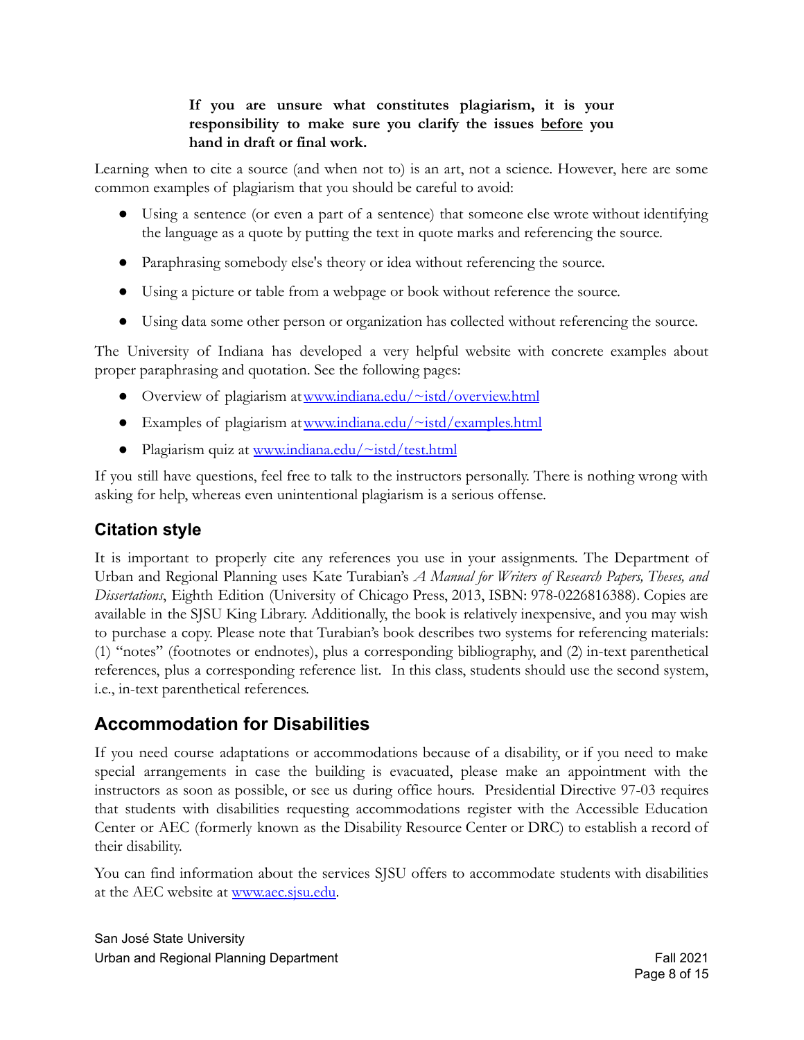**If you are unsure what constitutes plagiarism, it is your responsibility to make sure you clarify the issues <u>before</u> you hand in draft or final work.**

Learning when to cite a source (and when not to) is an art, not a science. However, here are some common examples of plagiarism that you should be careful to avoid:

- Using a sentence (or even a part of a sentence) that someone else wrote without identifying the language as a quote by putting the text in quote marks and referencing the source.
- Paraphrasing somebody else's theory or idea without referencing the source.
- Using a picture or table from a webpage or book without reference the source.
- Using data some other person or organization has collected without referencing the source.

The University of Indiana has developed a very helpful website with concrete examples about proper paraphrasing and quotation. See the following pages:

- Overview of plagiarism at [www.indiana.edu/~istd/overview.html](www.indiana.edu/~istd/overview.html)
- Examples of plagiarism at [www.indiana.edu/~istd/examples.html](www.indiana.edu/~istd/examples.html)
- Plagiarism quiz at [www.indiana.edu/~istd/test.html](www.indiana.edu/~istd/test.html)

If you still have questions, feel free to talk to the instructors personally. There is nothing wrong with asking for help, whereas even unintentional plagiarism is a serious offense.

## Citation style

It is important to properly cite any references you use in your assignments. The Department of Urban and Regional Planning uses Kate Turabian's *A Manual for Writers of Research Papers, Theses, and Dissertations*, Eighth Edition (University of Chicago Press, 2013, ISBN: 978-0226816388). Copies are available in the SJSU King Library. Additionally, the book is relatively inexpensive, and you may wish to purchase a copy. Please note that Turabian's book describes two systems for referencing materials: (1) "notes" (footnotes or endnotes), plus a corresponding bibliography, and (2) in-text parenthetical references, plus a corresponding reference list. In this class, students should use the second system, i.e., in-text parenthetical references.

## Accommodation for Disabilities

If you need course adaptations or accommodations because of a disability, or if you need to make special arrangements in case the building is evacuated, please make an appointment with the instructors as soon as possible, or see us during office hours. Presidential Directive 97-03 requires that students with disabilities requesting accommodations register with the Accessible Education Center or AEC (formerly known as the Disability Resource Center or DRC) to establish a record of their disability.

You can find information about the services SJSU offers to accommodate students with disabilities at the AEC website at [www.aec.sjsu.edu](www.aec.sjsu.edu).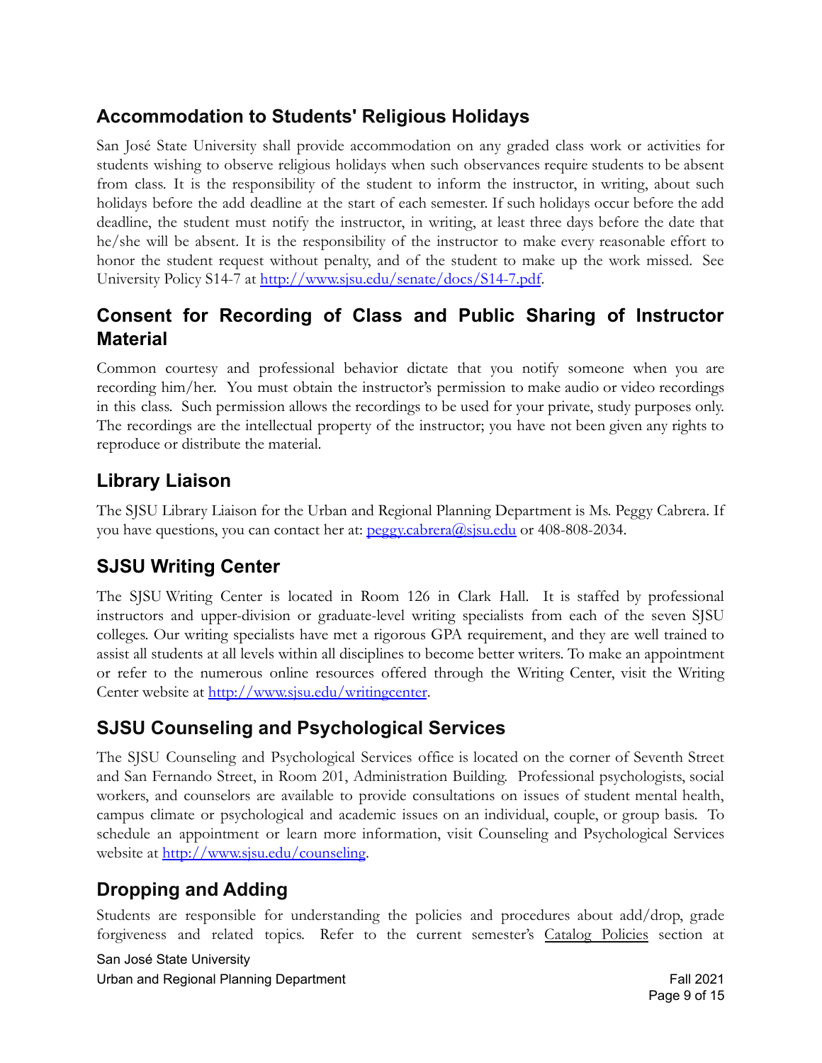## Accommodation to Students' Religious Holidays

San José State University shall provide accommodation on any graded class work or activities for students wishing to observe religious holidays when such observances require students to be absent from class. It is the responsibility of the student to inform the instructor, in writing, about such holidays before the add deadline at the start of each semester. If such holidays occur before the add deadline, the student must notify the instructor, in writing, at least three days before the date that he/she will be absent. It is the responsibility of the instructor to make every reasonable effort to honor the student request without penalty, and of the student to make up the work missed. See University Policy S14-7 at http://www.sjsu.edu/senate/docs/S14-7.pdf.

## Consent for Recording of Class and Public Sharing of Instructor Material

Common courtesy and professional behavior dictate that you notify someone when you are recording him/her. You must obtain the instructor's permission to make audio or video recordings in this class. Such permission allows the recordings to be used for your private, study purposes only. The recordings are the intellectual property of the instructor; you have not been given any rights to reproduce or distribute the material.

## Library Liaison

The SJSU Library Liaison for the Urban and Regional Planning Department is Ms. Peggy Cabrera. If you have questions, you can contact her at: peggy.cabrera@sjsu.edu or 408-808-2034.

## SJSU Writing Center

The SJSU Writing Center is located in Room 126 in Clark Hall. It is staffed by professional instructors and upper-division or graduate-level writing specialists from each of the seven SJSU colleges. Our writing specialists have met a rigorous GPA requirement, and they are well trained to assist all students at all levels within all disciplines to become better writers. To make an appointment or refer to the numerous online resources offered through the Writing Center, visit the Writing Center website at http://www.sjsu.edu/writingcenter.

## SJSU Counseling and Psychological Services

The SJSU Counseling and Psychological Services office is located on the corner of Seventh Street and San Fernando Street, in Room 201, Administration Building. Professional psychologists, social workers, and counselors are available to provide consultations on issues of student mental health, campus climate or psychological and academic issues on an individual, couple, or group basis. To schedule an appointment or learn more information, visit Counseling and Psychological Services website at http://www.sjsu.edu/counseling.

## Dropping and Adding

Students are responsible for understanding the policies and procedures about add/drop, grade forgiveness and related topics. Refer to the current semester's Catalog Policies section at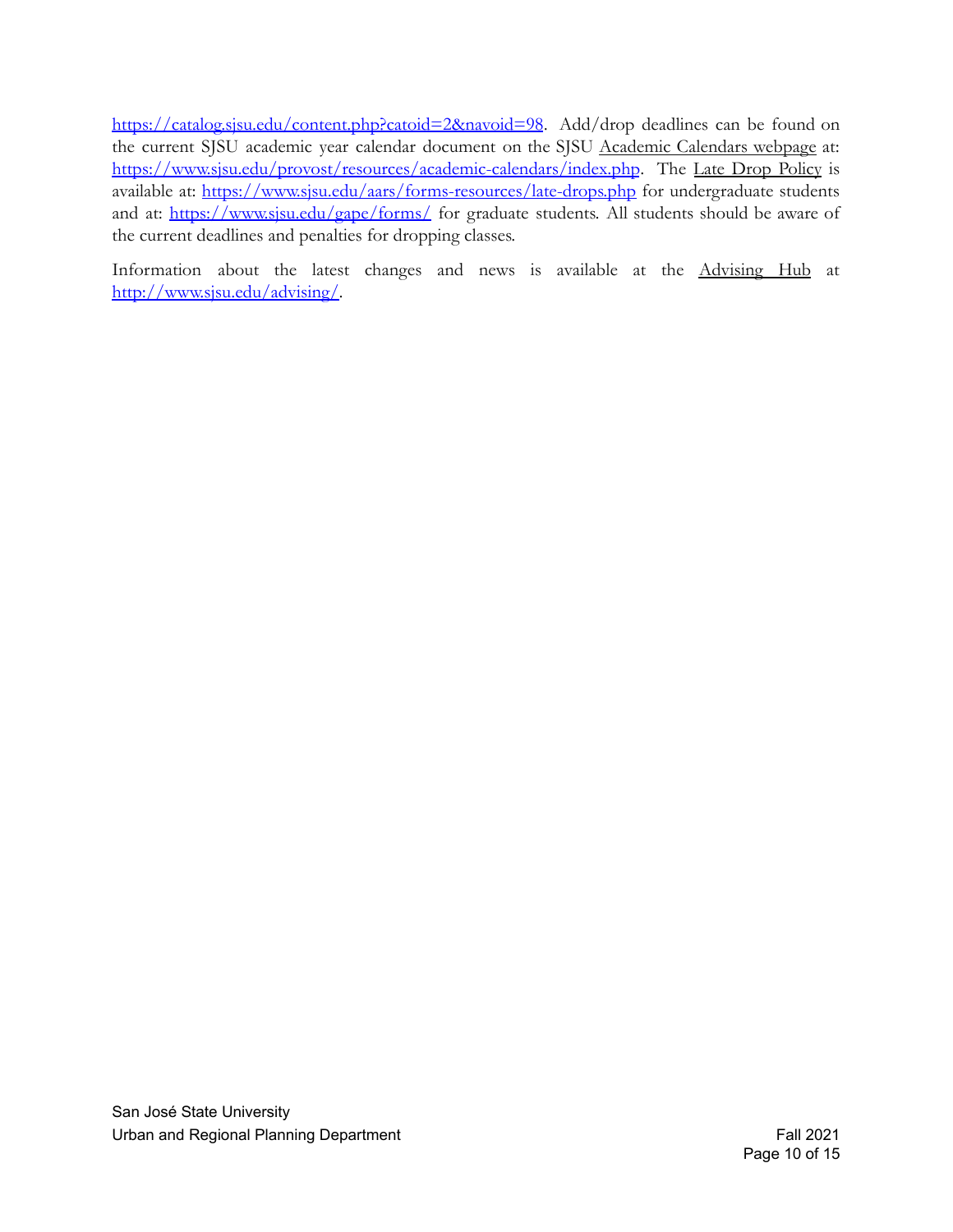https://catalog.sjsu.edu/content.php?catoid=2&navoid=98. Add/drop deadlines can be found on the current SJSU academic year calendar document on the SJSU Academic Calendars webpage at: https://www.sjsu.edu/provost/resources/academic-calendars/index.php. The Late Drop Policy is available at: https://www.sjsu.edu/aars/forms-resources/late-drops.php for undergraduate students and at: https://www.sjsu.edu/gape/forms/ for graduate students. All students should be aware of the current deadlines and penalties for dropping classes.

Information about the latest changes and news is available at the Advising Hub at http://www.sjsu.edu/advising/.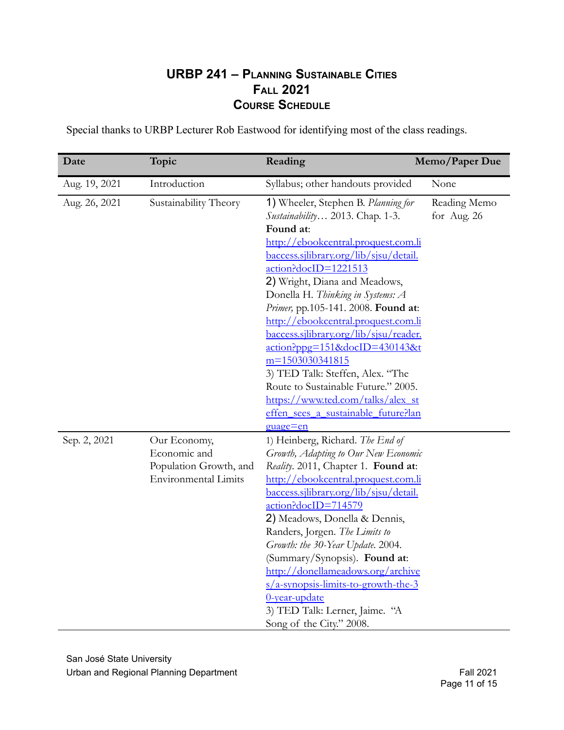# URBP 241 – Planning Sustainable Cities
## Fall 2021
## Course Schedule

Special thanks to URBP Lecturer Rob Eastwood for identifying most of the class readings.

| Date | Topic | Reading | Memo/Paper Due |
|---|---|---|---|
| Aug. 19, 2021 | Introduction | Syllabus; other handouts provided | None |
| Aug. 26, 2021 | Sustainability Theory | 1) Wheeler, Stephen B. *Planning for Sustainability*… 2013. Chap. 1-3. **Found at**: [http://ebookcentral.proquest.com.libaccess.sjlibrary.org/lib/sjsu/detail.action?docID=1221513](http://ebookcentral.proquest.com.libaccess.sjlibrary.org/lib/sjsu/detail.action?docID=1221513) 2) Wright, Diana and Meadows, Donella H. *Thinking in Systems: A Primer,* pp.105-141. 2008. **Found at**: [http://ebookcentral.proquest.com.libaccess.sjlibrary.org/lib/sjsu/reader.action?ppg=151&docID=430143&tm=1503030341815](http://ebookcentral.proquest.com.libaccess.sjlibrary.org/lib/sjsu/reader.action?ppg=151&docID=430143&tm=1503030341815) 3) TED Talk: Steffen, Alex. "The Route to Sustainable Future." 2005. [https://www.ted.com/talks/alex_steffen_sees_a_sustainable_future?language=en](https://www.ted.com/talks/alex_steffen_sees_a_sustainable_future?language=en) | Reading Memo for Aug. 26 |
| Sep. 2, 2021 | Our Economy, Economic and Population Growth, and Environmental Limits | 1) Heinberg, Richard. *The End of Growth, Adapting to Our New Economic Reality*. 2011, Chapter 1. **Found at**: [http://ebookcentral.proquest.com.libaccess.sjlibrary.org/lib/sjsu/detail.action?docID=714579](http://ebookcentral.proquest.com.libaccess.sjlibrary.org/lib/sjsu/detail.action?docID=714579) 2) Meadows, Donella & Dennis, Randers, Jorgen. *The Limits to Growth: the 30-Year Update*. 2004. (Summary/Synopsis). **Found at**: [http://donellameadows.org/archives/a-synopsis-limits-to-growth-the-30-year-update](http://donellameadows.org/archives/a-synopsis-limits-to-growth-the-30-year-update) 3) TED Talk: Lerner, Jaime. "A Song of the City." 2008. | |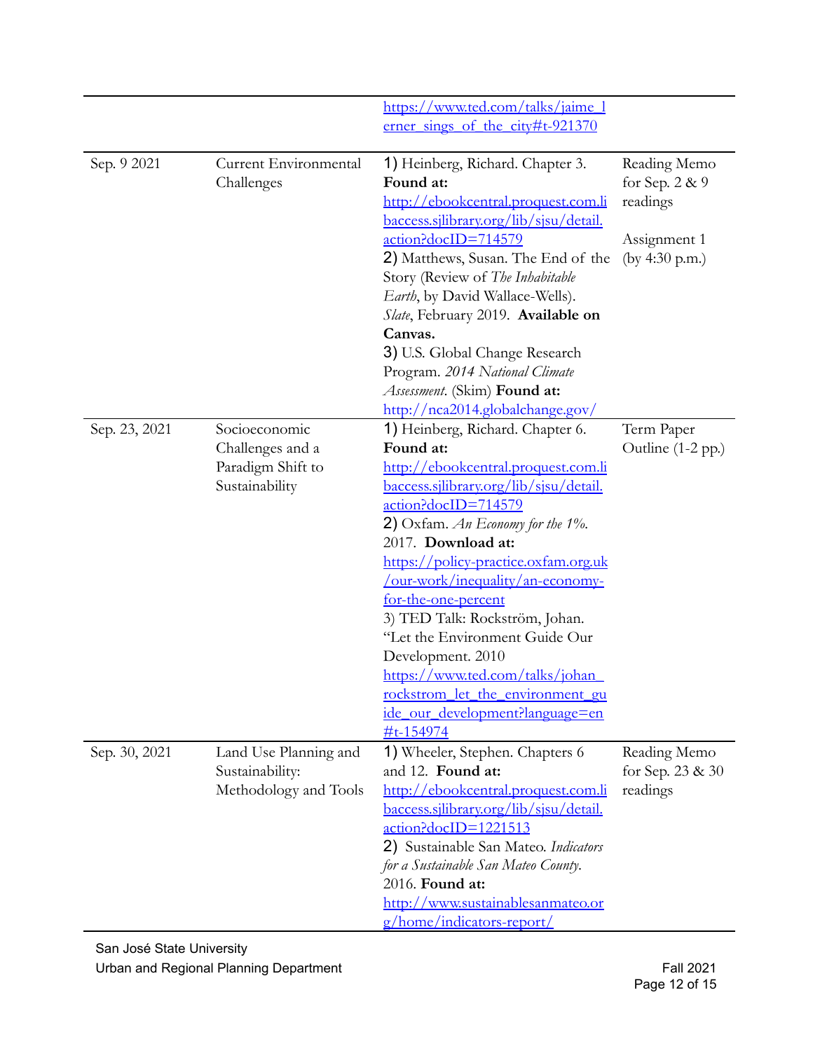| | | | |
|---|---|---|---|
| | | https://www.ted.com/talks/jaime_lerner_sings_of_the_city#t-921370 | |
| Sep. 9 2021 | Current Environmental Challenges | 1) Heinberg, Richard. Chapter 3. **Found at:** http://ebookcentral.proquest.com.libaccess.sjlibrary.org/lib/sjsu/detail.action?docID=714579 2) Matthews, Susan. The End of the Story (Review of *The Inhabitable Earth*, by David Wallace-Wells). *Slate*, February 2019. **Available on Canvas.** 3) U.S. Global Change Research Program. *2014 National Climate Assessment*. (Skim) **Found at:** http://nca2014.globalchange.gov/ | Reading Memo for Sep. 2 & 9 readings<br><br>Assignment 1 (by 4:30 p.m.) |
| Sep. 23, 2021 | Socioeconomic Challenges and a Paradigm Shift to Sustainability | 1) Heinberg, Richard. Chapter 6. **Found at:** http://ebookcentral.proquest.com.libaccess.sjlibrary.org/lib/sjsu/detail.action?docID=714579 2) Oxfam. *An Economy for the 1%*. 2017. **Download at:** https://policy-practice.oxfam.org.uk/our-work/inequality/an-economy-for-the-one-percent 3) TED Talk: Rockström, Johan. "Let the Environment Guide Our Development. 2010 https://www.ted.com/talks/johan_rockstrom_let_the_environment_guide_our_development?language=en#t-154974 | Term Paper Outline (1-2 pp.) |
| Sep. 30, 2021 | Land Use Planning and Sustainability: Methodology and Tools | 1) Wheeler, Stephen. Chapters 6 and 12. **Found at:** http://ebookcentral.proquest.com.libaccess.sjlibrary.org/lib/sjsu/detail.action?docID=1221513 2) Sustainable San Mateo. *Indicators for a Sustainable San Mateo County*. 2016. **Found at:** http://www.sustainablesanmateo.org/home/indicators-report/ | Reading Memo for Sep. 23 & 30 readings |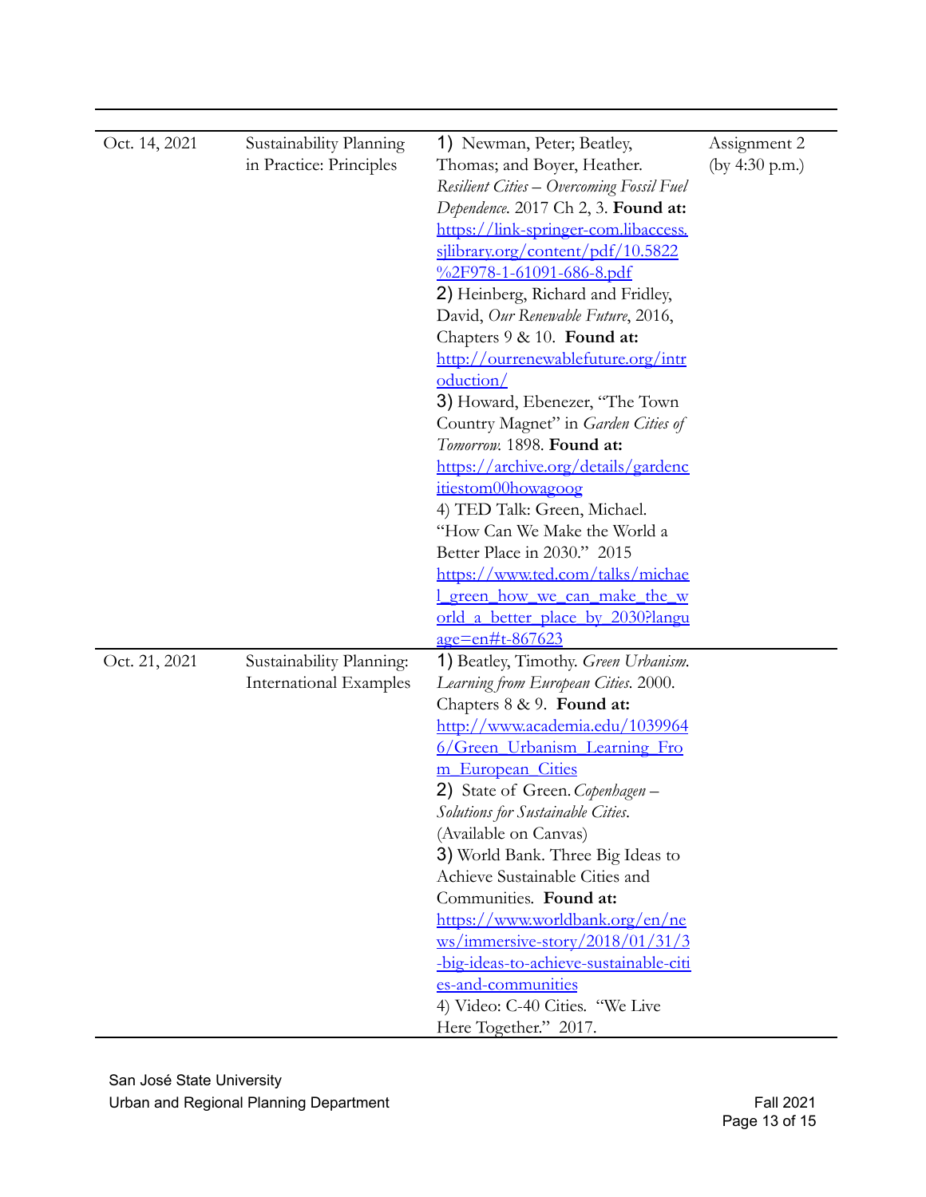| | | | |
|---|---|---|---|
| Oct. 14, 2021 | Sustainability Planning in Practice: Principles | 1) Newman, Peter; Beatley, Thomas; and Boyer, Heather. *Resilient Cities – Overcoming Fossil Fuel Dependence*. 2017 Ch 2, 3. **Found at:** https://link-springer-com.libaccess.sjlibrary.org/content/pdf/10.5822%2F978-1-61091-686-8.pdf<br>2) Heinberg, Richard and Fridley, David, *Our Renewable Future*, 2016, Chapters 9 & 10. **Found at:** http://ourrenewablefuture.org/introduction/<br>3) Howard, Ebenezer, "The Town Country Magnet" in *Garden Cities of Tomorrow*. 1898. **Found at:** https://archive.org/details/gardencitiestom00howagoog<br>4) TED Talk: Green, Michael. "How Can We Make the World a Better Place in 2030." 2015 https://www.ted.com/talks/michael_green_how_we_can_make_the_world_a_better_place_by_2030?language=en#t-867623 | Assignment 2 (by 4:30 p.m.) |
| Oct. 21, 2021 | Sustainability Planning: International Examples | 1) Beatley, Timothy. *Green Urbanism. Learning from European Cities*. 2000. Chapters 8 & 9. **Found at:** http://www.academia.edu/10399646/Green_Urbanism_Learning_From_European_Cities<br>2) State of Green. *Copenhagen – Solutions for Sustainable Cities*. (Available on Canvas)<br>3) World Bank. Three Big Ideas to Achieve Sustainable Cities and Communities. **Found at:** https://www.worldbank.org/en/news/immersive-story/2018/01/31/3-big-ideas-to-achieve-sustainable-cities-and-communities<br>4) Video: C-40 Cities. "We Live Here Together." 2017. | |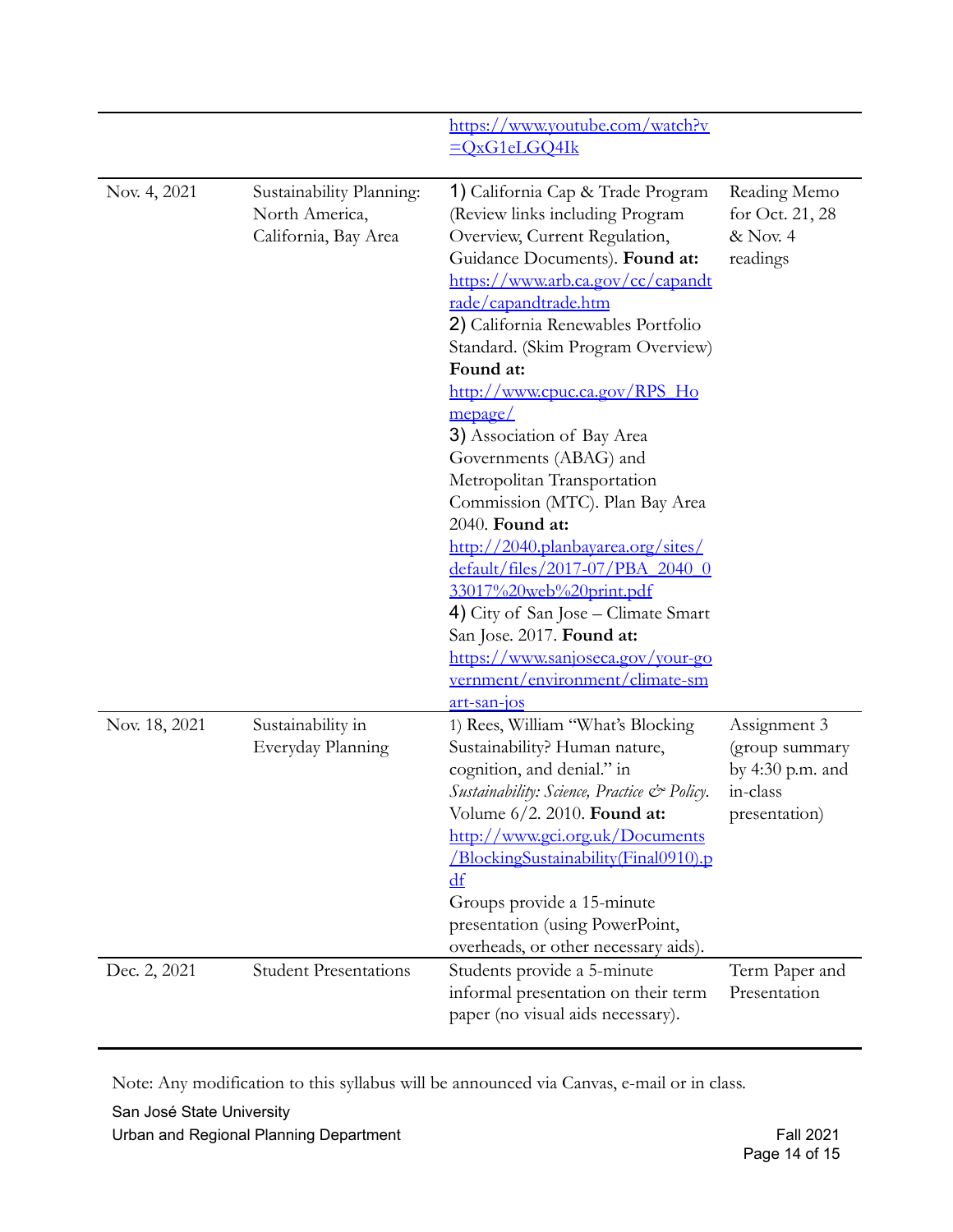| | | | |
|---|---|---|---|
| | | https://www.youtube.com/watch?v=QxG1eLGQ4Ik | |
| Nov. 4, 2021 | Sustainability Planning: North America, California, Bay Area | 1) California Cap & Trade Program (Review links including Program Overview, Current Regulation, Guidance Documents). **Found at:** https://www.arb.ca.gov/cc/capandtrade/capandtrade.htm<br>2) California Renewables Portfolio Standard. (Skim Program Overview) **Found at:** http://www.cpuc.ca.gov/RPS_Homepage/<br>3) Association of Bay Area Governments (ABAG) and Metropolitan Transportation Commission (MTC). Plan Bay Area 2040. **Found at:** http://2040.planbayarea.org/sites/default/files/2017-07/PBA_2040_033017%20web%20print.pdf<br>4) City of San Jose – Climate Smart San Jose. 2017. **Found at:** https://www.sanjoseca.gov/your-government/environment/climate-smart-san-jos | Reading Memo for Oct. 21, 28 & Nov. 4 readings |
| Nov. 18, 2021 | Sustainability in Everyday Planning | 1) Rees, William "What's Blocking Sustainability? Human nature, cognition, and denial." in *Sustainability: Science, Practice & Policy*. Volume 6/2. 2010. **Found at:** http://www.gci.org.uk/Documents/BlockingSustainability(Final0910).pdf<br>Groups provide a 15-minute presentation (using PowerPoint, overheads, or other necessary aids). | Assignment 3 (group summary by 4:30 p.m. and in-class presentation) |
| Dec. 2, 2021 | Student Presentations | Students provide a 5-minute informal presentation on their term paper (no visual aids necessary). | Term Paper and Presentation |

Note: Any modification to this syllabus will be announced via Canvas, e-mail or in class.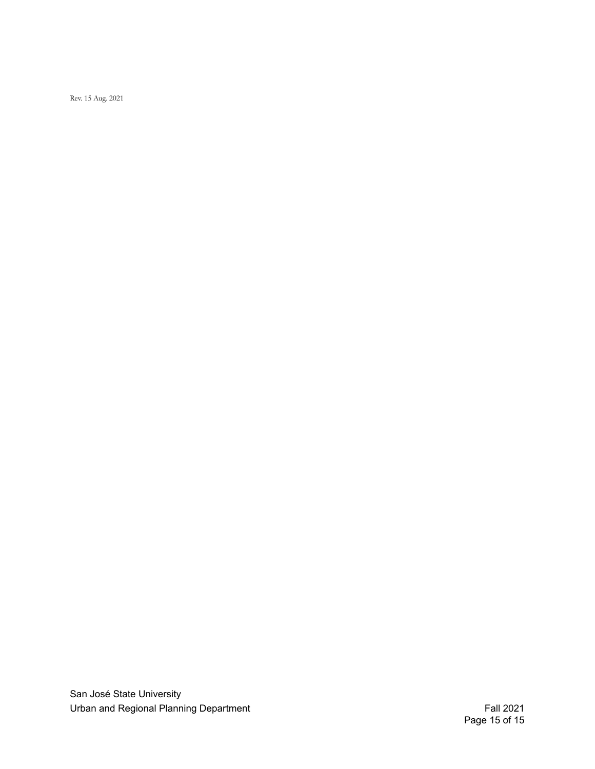Rev. 15 Aug. 2021